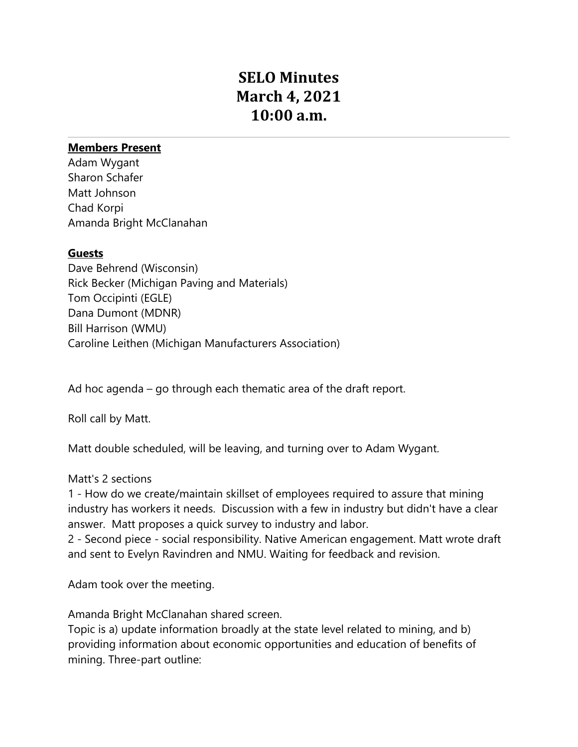# SELO Minutes
# March 4, 2021
# 10:00 a.m.

---

**Members Present**

Adam Wygant
Sharon Schafer
Matt Johnson
Chad Korpi
Amanda Bright McClanahan

**Guests**

Dave Behrend (Wisconsin)
Rick Becker (Michigan Paving and Materials)
Tom Occipinti (EGLE)
Dana Dumont (MDNR)
Bill Harrison (WMU)
Caroline Leithen (Michigan Manufacturers Association)

Ad hoc agenda – go through each thematic area of the draft report.

Roll call by Matt.

Matt double scheduled, will be leaving, and turning over to Adam Wygant.

Matt's 2 sections

1 - How do we create/maintain skillset of employees required to assure that mining industry has workers it needs. Discussion with a few in industry but didn't have a clear answer. Matt proposes a quick survey to industry and labor.

2 - Second piece - social responsibility. Native American engagement. Matt wrote draft and sent to Evelyn Ravindren and NMU. Waiting for feedback and revision.

Adam took over the meeting.

Amanda Bright McClanahan shared screen.

Topic is a) update information broadly at the state level related to mining, and b) providing information about economic opportunities and education of benefits of mining. Three-part outline: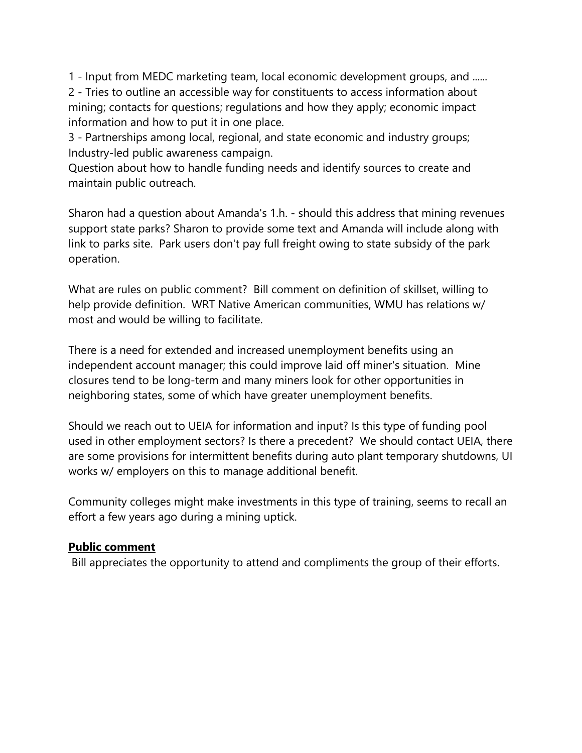1 - Input from MEDC marketing team, local economic development groups, and ......
2 - Tries to outline an accessible way for constituents to access information about mining; contacts for questions; regulations and how they apply; economic impact information and how to put it in one place.
3 - Partnerships among local, regional, and state economic and industry groups; Industry-led public awareness campaign.
Question about how to handle funding needs and identify sources to create and maintain public outreach.

Sharon had a question about Amanda's 1.h. - should this address that mining revenues support state parks? Sharon to provide some text and Amanda will include along with link to parks site. Park users don't pay full freight owing to state subsidy of the park operation.

What are rules on public comment? Bill comment on definition of skillset, willing to help provide definition. WRT Native American communities, WMU has relations w/ most and would be willing to facilitate.

There is a need for extended and increased unemployment benefits using an independent account manager; this could improve laid off miner's situation. Mine closures tend to be long-term and many miners look for other opportunities in neighboring states, some of which have greater unemployment benefits.

Should we reach out to UEIA for information and input? Is this type of funding pool used in other employment sectors? Is there a precedent? We should contact UEIA, there are some provisions for intermittent benefits during auto plant temporary shutdowns, UI works w/ employers on this to manage additional benefit.

Community colleges might make investments in this type of training, seems to recall an effort a few years ago during a mining uptick.

**<u>Public comment</u>**

Bill appreciates the opportunity to attend and compliments the group of their efforts.